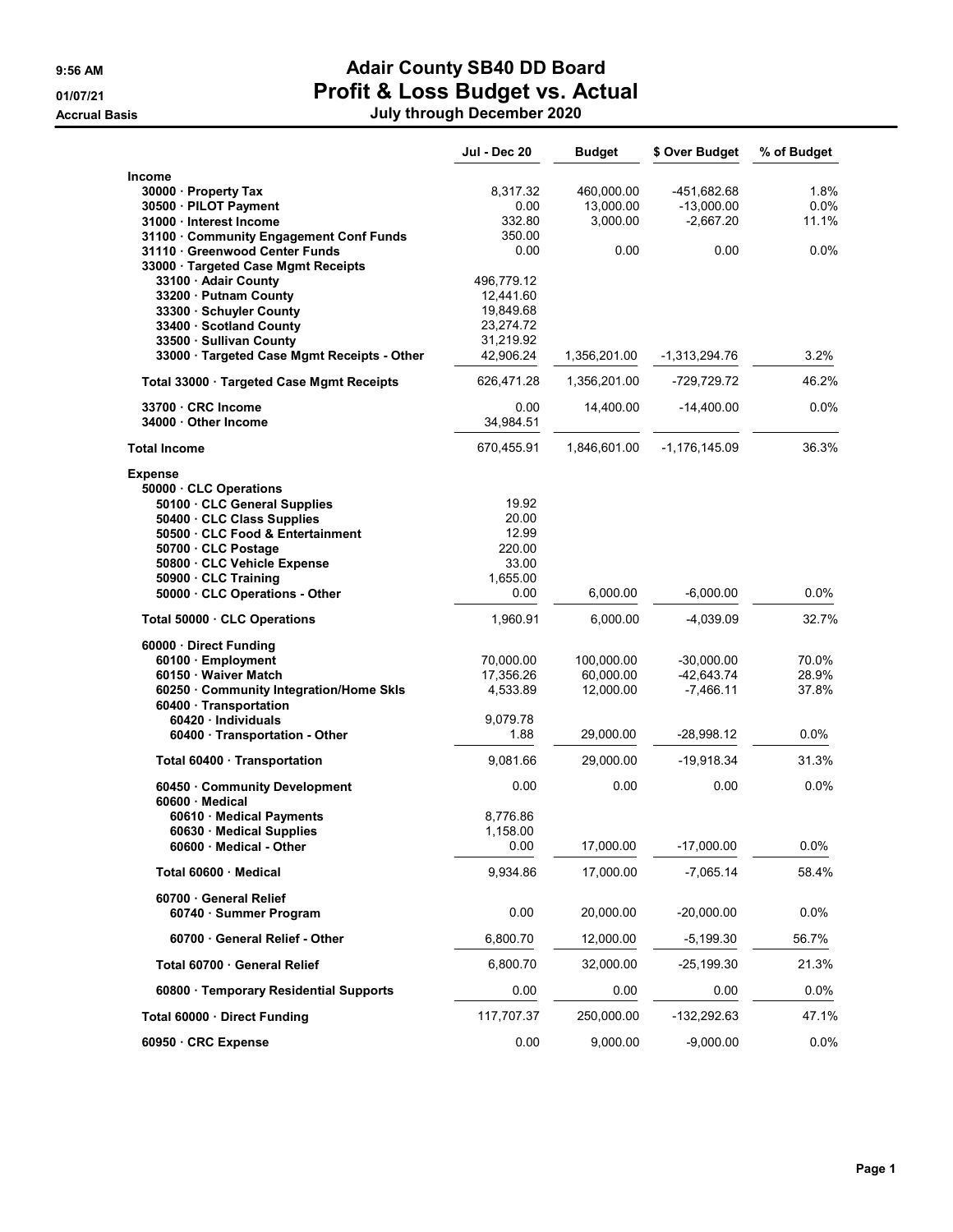# Adair County SB40 DD Board

# Profit & Loss Budget vs. Actual

## July through December 2020

9:56 AM
01/07/21
Accrual Basis

| | Jul - Dec 20 | Budget | $ Over Budget | % of Budget |
|---|---|---|---|---|
| **Income** | | | | |
| 30000 · Property Tax | 8,317.32 | 460,000.00 | -451,682.68 | 1.8% |
| 30500 · PILOT Payment | 0.00 | 13,000.00 | -13,000.00 | 0.0% |
| 31000 · Interest Income | 332.80 | 3,000.00 | -2,667.20 | 11.1% |
| 31100 · Community Engagement Conf Funds | 350.00 | | | |
| 31110 · Greenwood Center Funds | 0.00 | 0.00 | 0.00 | 0.0% |
| 33000 · Targeted Case Mgmt Receipts | | | | |
| 33100 · Adair County | 496,779.12 | | | |
| 33200 · Putnam County | 12,441.60 | | | |
| 33300 · Schuyler County | 19,849.68 | | | |
| 33400 · Scotland County | 23,274.72 | | | |
| 33500 · Sullivan County | 31,219.92 | | | |
| 33000 · Targeted Case Mgmt Receipts - Other | 42,906.24 | 1,356,201.00 | -1,313,294.76 | 3.2% |
| Total 33000 · Targeted Case Mgmt Receipts | 626,471.28 | 1,356,201.00 | -729,729.72 | 46.2% |
| 33700 · CRC Income | 0.00 | 14,400.00 | -14,400.00 | 0.0% |
| 34000 · Other Income | 34,984.51 | | | |
| **Total Income** | 670,455.91 | 1,846,601.00 | -1,176,145.09 | 36.3% |
| **Expense** | | | | |
| 50000 · CLC Operations | | | | |
| 50100 · CLC General Supplies | 19.92 | | | |
| 50400 · CLC Class Supplies | 20.00 | | | |
| 50500 · CLC Food & Entertainment | 12.99 | | | |
| 50700 · CLC Postage | 220.00 | | | |
| 50800 · CLC Vehicle Expense | 33.00 | | | |
| 50900 · CLC Training | 1,655.00 | | | |
| 50000 · CLC Operations - Other | 0.00 | 6,000.00 | -6,000.00 | 0.0% |
| Total 50000 · CLC Operations | 1,960.91 | 6,000.00 | -4,039.09 | 32.7% |
| 60000 · Direct Funding | | | | |
| 60100 · Employment | 70,000.00 | 100,000.00 | -30,000.00 | 70.0% |
| 60150 · Waiver Match | 17,356.26 | 60,000.00 | -42,643.74 | 28.9% |
| 60250 · Community Integration/Home Skls | 4,533.89 | 12,000.00 | -7,466.11 | 37.8% |
| 60400 · Transportation | | | | |
| 60420 · Individuals | 9,079.78 | | | |
| 60400 · Transportation - Other | 1.88 | 29,000.00 | -28,998.12 | 0.0% |
| Total 60400 · Transportation | 9,081.66 | 29,000.00 | -19,918.34 | 31.3% |
| 60450 · Community Development | 0.00 | 0.00 | 0.00 | 0.0% |
| 60600 · Medical | | | | |
| 60610 · Medical Payments | 8,776.86 | | | |
| 60630 · Medical Supplies | 1,158.00 | | | |
| 60600 · Medical - Other | 0.00 | 17,000.00 | -17,000.00 | 0.0% |
| Total 60600 · Medical | 9,934.86 | 17,000.00 | -7,065.14 | 58.4% |
| 60700 · General Relief | | | | |
| 60740 · Summer Program | 0.00 | 20,000.00 | -20,000.00 | 0.0% |
| 60700 · General Relief - Other | 6,800.70 | 12,000.00 | -5,199.30 | 56.7% |
| Total 60700 · General Relief | 6,800.70 | 32,000.00 | -25,199.30 | 21.3% |
| 60800 · Temporary Residential Supports | 0.00 | 0.00 | 0.00 | 0.0% |
| Total 60000 · Direct Funding | 117,707.37 | 250,000.00 | -132,292.63 | 47.1% |
| 60950 · CRC Expense | 0.00 | 9,000.00 | -9,000.00 | 0.0% |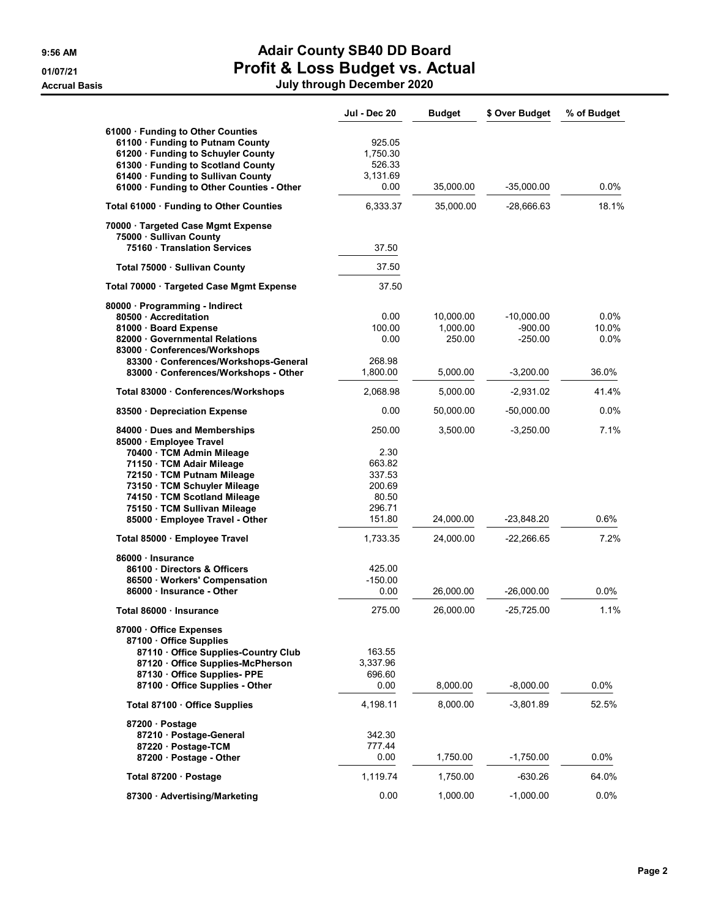# Adair County SB40 DD Board

## Profit & Loss Budget vs. Actual

### July through December 2020

9:56 AM
01/07/21
Accrual Basis

| | Jul - Dec 20 | Budget | $ Over Budget | % of Budget |
|---|---|---|---|---|
| 61000 · Funding to Other Counties | | | | |
| 61100 · Funding to Putnam County | 925.05 | | | |
| 61200 · Funding to Schuyler County | 1,750.30 | | | |
| 61300 · Funding to Scotland County | 526.33 | | | |
| 61400 · Funding to Sullivan County | 3,131.69 | | | |
| 61000 · Funding to Other Counties - Other | 0.00 | 35,000.00 | -35,000.00 | 0.0% |
| **Total 61000 · Funding to Other Counties** | 6,333.37 | 35,000.00 | -28,666.63 | 18.1% |
| 70000 · Targeted Case Mgmt Expense | | | | |
| 75000 · Sullivan County | | | | |
| 75160 · Translation Services | 37.50 | | | |
| **Total 75000 · Sullivan County** | 37.50 | | | |
| **Total 70000 · Targeted Case Mgmt Expense** | 37.50 | | | |
| 80000 · Programming - Indirect | | | | |
| 80500 · Accreditation | 0.00 | 10,000.00 | -10,000.00 | 0.0% |
| 81000 · Board Expense | 100.00 | 1,000.00 | -900.00 | 10.0% |
| 82000 · Governmental Relations | 0.00 | 250.00 | -250.00 | 0.0% |
| 83000 · Conferences/Workshops | | | | |
| 83300 · Conferences/Workshops-General | 268.98 | | | |
| 83000 · Conferences/Workshops - Other | 1,800.00 | 5,000.00 | -3,200.00 | 36.0% |
| **Total 83000 · Conferences/Workshops** | 2,068.98 | 5,000.00 | -2,931.02 | 41.4% |
| 83500 · Depreciation Expense | 0.00 | 50,000.00 | -50,000.00 | 0.0% |
| 84000 · Dues and Memberships | 250.00 | 3,500.00 | -3,250.00 | 7.1% |
| 85000 · Employee Travel | | | | |
| 70400 · TCM Admin Mileage | 2.30 | | | |
| 71150 · TCM Adair Mileage | 663.82 | | | |
| 72150 · TCM Putnam Mileage | 337.53 | | | |
| 73150 · TCM Schuyler Mileage | 200.69 | | | |
| 74150 · TCM Scotland Mileage | 80.50 | | | |
| 75150 · TCM Sullivan Mileage | 296.71 | | | |
| 85000 · Employee Travel - Other | 151.80 | 24,000.00 | -23,848.20 | 0.6% |
| **Total 85000 · Employee Travel** | 1,733.35 | 24,000.00 | -22,266.65 | 7.2% |
| 86000 · Insurance | | | | |
| 86100 · Directors & Officers | 425.00 | | | |
| 86500 · Workers' Compensation | -150.00 | | | |
| 86000 · Insurance - Other | 0.00 | 26,000.00 | -26,000.00 | 0.0% |
| **Total 86000 · Insurance** | 275.00 | 26,000.00 | -25,725.00 | 1.1% |
| 87000 · Office Expenses | | | | |
| 87100 · Office Supplies | | | | |
| 87110 · Office Supplies-Country Club | 163.55 | | | |
| 87120 · Office Supplies-McPherson | 3,337.96 | | | |
| 87130 · Office Supplies- PPE | 696.60 | | | |
| 87100 · Office Supplies - Other | 0.00 | 8,000.00 | -8,000.00 | 0.0% |
| **Total 87100 · Office Supplies** | 4,198.11 | 8,000.00 | -3,801.89 | 52.5% |
| 87200 · Postage | | | | |
| 87210 · Postage-General | 342.30 | | | |
| 87220 · Postage-TCM | 777.44 | | | |
| 87200 · Postage - Other | 0.00 | 1,750.00 | -1,750.00 | 0.0% |
| **Total 87200 · Postage** | 1,119.74 | 1,750.00 | -630.26 | 64.0% |
| 87300 · Advertising/Marketing | 0.00 | 1,000.00 | -1,000.00 | 0.0% |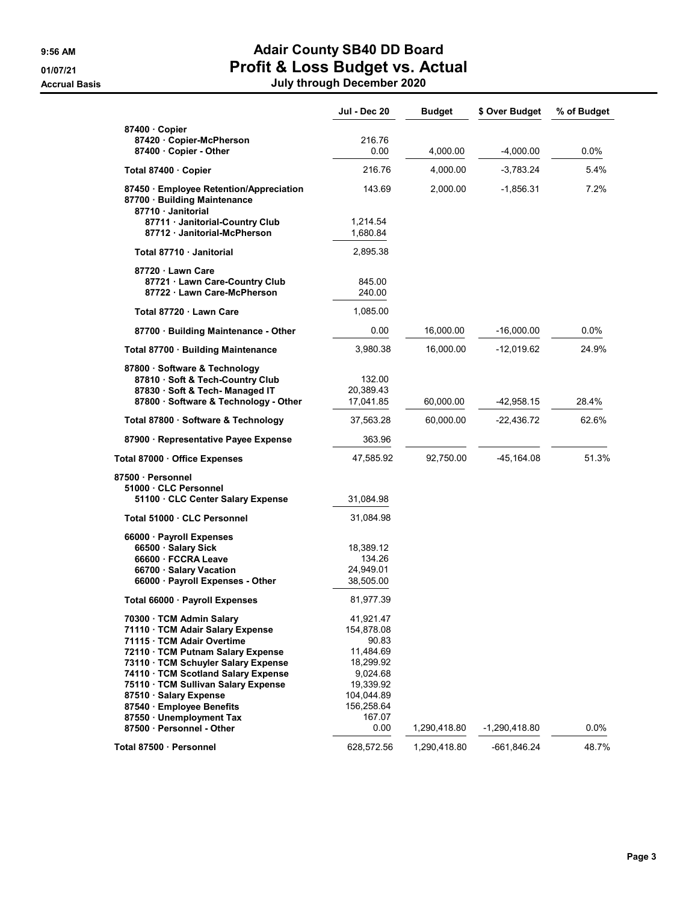# Adair County SB40 DD Board

## Profit & Loss Budget vs. Actual

### July through December 2020

9:56 AM
01/07/21
Accrual Basis

| | Jul - Dec 20 | Budget | $ Over Budget | % of Budget |
|---|---|---|---|---|
| 87400 · Copier | | | | |
| 87420 · Copier-McPherson | 216.76 | | | |
| 87400 · Copier - Other | 0.00 | 4,000.00 | -4,000.00 | 0.0% |
| Total 87400 · Copier | 216.76 | 4,000.00 | -3,783.24 | 5.4% |
| 87450 · Employee Retention/Appreciation | 143.69 | 2,000.00 | -1,856.31 | 7.2% |
| 87700 · Building Maintenance | | | | |
| 87710 · Janitorial | | | | |
| 87711 · Janitorial-Country Club | 1,214.54 | | | |
| 87712 · Janitorial-McPherson | 1,680.84 | | | |
| Total 87710 · Janitorial | 2,895.38 | | | |
| 87720 · Lawn Care | | | | |
| 87721 · Lawn Care-Country Club | 845.00 | | | |
| 87722 · Lawn Care-McPherson | 240.00 | | | |
| Total 87720 · Lawn Care | 1,085.00 | | | |
| 87700 · Building Maintenance - Other | 0.00 | 16,000.00 | -16,000.00 | 0.0% |
| Total 87700 · Building Maintenance | 3,980.38 | 16,000.00 | -12,019.62 | 24.9% |
| 87800 · Software & Technology | | | | |
| 87810 · Soft & Tech-Country Club | 132.00 | | | |
| 87830 · Soft & Tech- Managed IT | 20,389.43 | | | |
| 87800 · Software & Technology - Other | 17,041.85 | 60,000.00 | -42,958.15 | 28.4% |
| Total 87800 · Software & Technology | 37,563.28 | 60,000.00 | -22,436.72 | 62.6% |
| 87900 · Representative Payee Expense | 363.96 | | | |
| Total 87000 · Office Expenses | 47,585.92 | 92,750.00 | -45,164.08 | 51.3% |
| 87500 · Personnel | | | | |
| 51000 · CLC Personnel | | | | |
| 51100 · CLC Center Salary Expense | 31,084.98 | | | |
| Total 51000 · CLC Personnel | 31,084.98 | | | |
| 66000 · Payroll Expenses | | | | |
| 66500 · Salary Sick | 18,389.12 | | | |
| 66600 · FCCRA Leave | 134.26 | | | |
| 66700 · Salary Vacation | 24,949.01 | | | |
| 66000 · Payroll Expenses - Other | 38,505.00 | | | |
| Total 66000 · Payroll Expenses | 81,977.39 | | | |
| 70300 · TCM Admin Salary | 41,921.47 | | | |
| 71110 · TCM Adair Salary Expense | 154,878.08 | | | |
| 71115 · TCM Adair Overtime | 90.83 | | | |
| 72110 · TCM Putnam Salary Expense | 11,484.69 | | | |
| 73110 · TCM Schuyler Salary Expense | 18,299.92 | | | |
| 74110 · TCM Scotland Salary Expense | 9,024.68 | | | |
| 75110 · TCM Sullivan Salary Expense | 19,339.92 | | | |
| 87510 · Salary Expense | 104,044.89 | | | |
| 87540 · Employee Benefits | 156,258.64 | | | |
| 87550 · Unemployment Tax | 167.07 | | | |
| 87500 · Personnel - Other | 0.00 | 1,290,418.80 | -1,290,418.80 | 0.0% |
| Total 87500 · Personnel | 628,572.56 | 1,290,418.80 | -661,846.24 | 48.7% |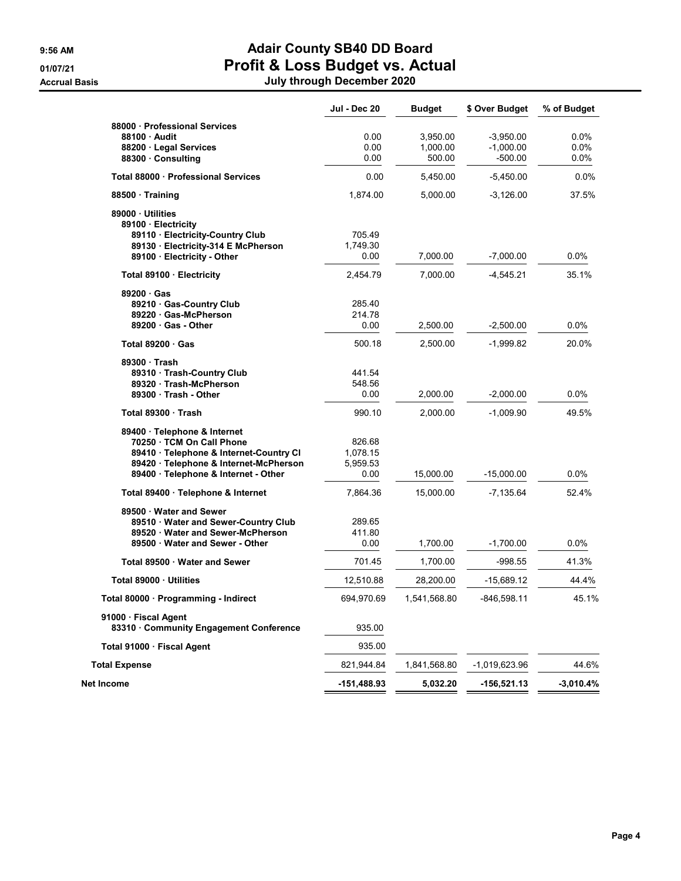**9:56 AM**
**01/07/21**
**Accrual Basis**

# Adair County SB40 DD Board
## Profit & Loss Budget vs. Actual
### July through December 2020

| | Jul - Dec 20 | Budget | $ Over Budget | % of Budget |
|---|---|---|---|---|
| 88000 · Professional Services | | | | |
| 88100 · Audit | 0.00 | 3,950.00 | -3,950.00 | 0.0% |
| 88200 · Legal Services | 0.00 | 1,000.00 | -1,000.00 | 0.0% |
| 88300 · Consulting | 0.00 | 500.00 | -500.00 | 0.0% |
| Total 88000 · Professional Services | 0.00 | 5,450.00 | -5,450.00 | 0.0% |
| 88500 · Training | 1,874.00 | 5,000.00 | -3,126.00 | 37.5% |
| 89000 · Utilities | | | | |
| 89100 · Electricity | | | | |
| 89110 · Electricity-Country Club | 705.49 | | | |
| 89130 · Electricity-314 E McPherson | 1,749.30 | | | |
| 89100 · Electricity - Other | 0.00 | 7,000.00 | -7,000.00 | 0.0% |
| Total 89100 · Electricity | 2,454.79 | 7,000.00 | -4,545.21 | 35.1% |
| 89200 · Gas | | | | |
| 89210 · Gas-Country Club | 285.40 | | | |
| 89220 · Gas-McPherson | 214.78 | | | |
| 89200 · Gas - Other | 0.00 | 2,500.00 | -2,500.00 | 0.0% |
| Total 89200 · Gas | 500.18 | 2,500.00 | -1,999.82 | 20.0% |
| 89300 · Trash | | | | |
| 89310 · Trash-Country Club | 441.54 | | | |
| 89320 · Trash-McPherson | 548.56 | | | |
| 89300 · Trash - Other | 0.00 | 2,000.00 | -2,000.00 | 0.0% |
| Total 89300 · Trash | 990.10 | 2,000.00 | -1,009.90 | 49.5% |
| 89400 · Telephone & Internet | | | | |
| 70250 · TCM On Call Phone | 826.68 | | | |
| 89410 · Telephone & Internet-Country Cl | 1,078.15 | | | |
| 89420 · Telephone & Internet-McPherson | 5,959.53 | | | |
| 89400 · Telephone & Internet - Other | 0.00 | 15,000.00 | -15,000.00 | 0.0% |
| Total 89400 · Telephone & Internet | 7,864.36 | 15,000.00 | -7,135.64 | 52.4% |
| 89500 · Water and Sewer | | | | |
| 89510 · Water and Sewer-Country Club | 289.65 | | | |
| 89520 · Water and Sewer-McPherson | 411.80 | | | |
| 89500 · Water and Sewer - Other | 0.00 | 1,700.00 | -1,700.00 | 0.0% |
| Total 89500 · Water and Sewer | 701.45 | 1,700.00 | -998.55 | 41.3% |
| Total 89000 · Utilities | 12,510.88 | 28,200.00 | -15,689.12 | 44.4% |
| Total 80000 · Programming - Indirect | 694,970.69 | 1,541,568.80 | -846,598.11 | 45.1% |
| 91000 · Fiscal Agent | | | | |
| 83310 · Community Engagement Conference | 935.00 | | | |
| Total 91000 · Fiscal Agent | 935.00 | | | |
| Total Expense | 821,944.84 | 1,841,568.80 | -1,019,623.96 | 44.6% |
| Net Income | -151,488.93 | 5,032.20 | -156,521.13 | -3,010.4% |